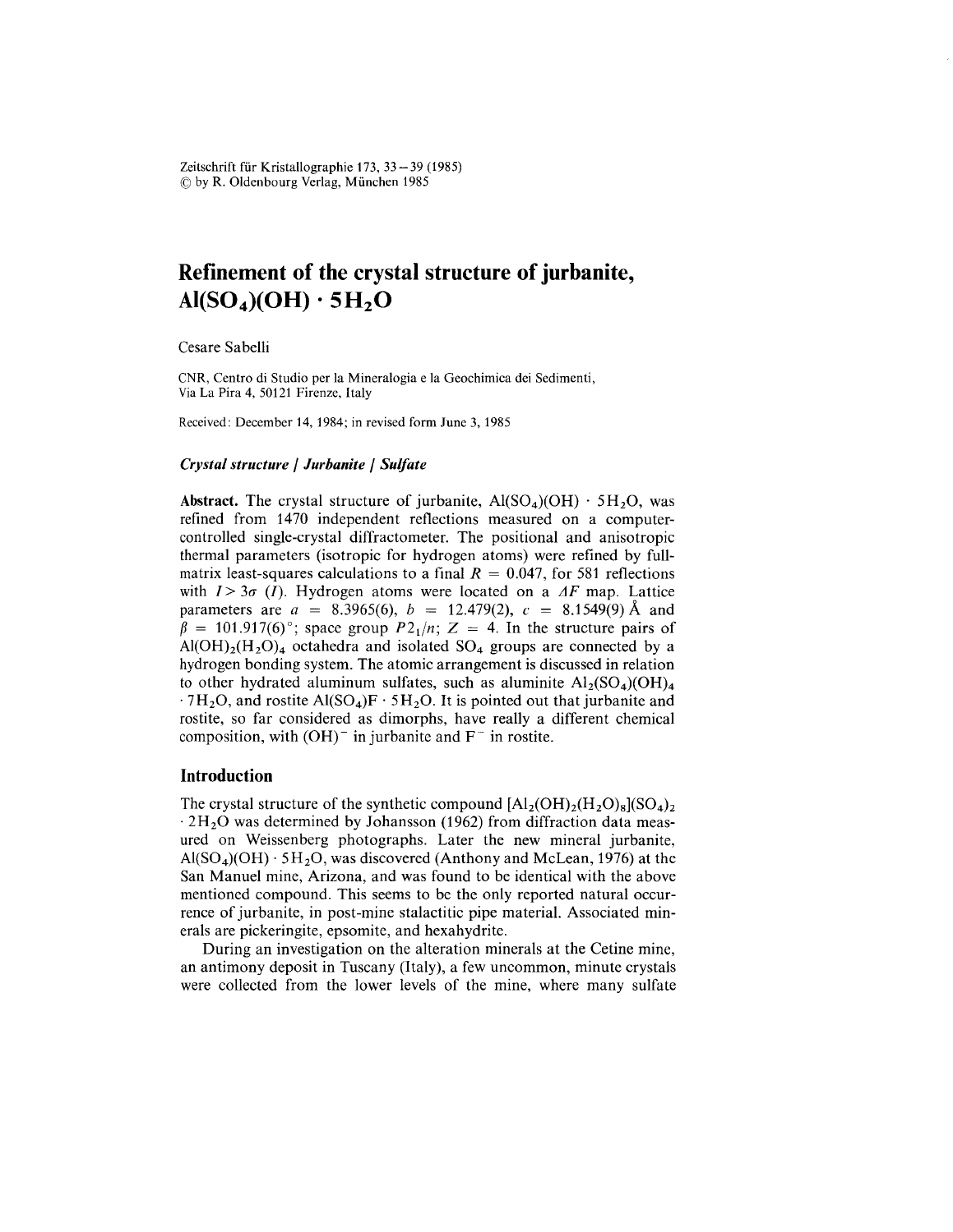# Refinement of the crystal structure of jurbanite, $Al(SO_4)(OH) \cdot 5H_2O$

Cesare Sabelli

CNR, Centro di Studio per la Mineralogia e la Geochimica dei Sedimenti, Via La Pira 4, 50121 Firenze, Italy

Received: December 14, 1984; in revised form June 3, 1985

***Crystal structure / Jurbanite / Sulfate***

**Abstract.** The crystal structure of jurbanite, $Al(SO_4)(OH) \cdot 5H_2O$, was refined from 1470 independent reflections measured on a computer-controlled single-crystal diffractometer. The positional and anisotropic thermal parameters (isotropic for hydrogen atoms) were refined by full-matrix least-squares calculations to a final $R = 0.047$, for 581 reflections with $I > 3\sigma$ $(I)$. Hydrogen atoms were located on a $\Delta F$ map. Lattice parameters are $a = 8.3965(6)$, $b = 12.479(2)$, $c = 8.1549(9)$ Å and $\beta = 101.917(6)°$; space group $P2_1/n$; $Z = 4$. In the structure pairs of $Al(OH)_2(H_2O)_4$ octahedra and isolated $SO_4$ groups are connected by a hydrogen bonding system. The atomic arrangement is discussed in relation to other hydrated aluminum sulfates, such as aluminite $Al_2(SO_4)(OH)_4 \cdot 7H_2O$, and rostite $Al(SO_4)F \cdot 5H_2O$. It is pointed out that jurbanite and rostite, so far considered as dimorphs, have really a different chemical composition, with $(OH)^-$ in jurbanite and $F^-$ in rostite.

## Introduction

The crystal structure of the synthetic compound $[Al_2(OH)_2(H_2O)_8](SO_4)_2 \cdot 2H_2O$ was determined by Johansson (1962) from diffraction data measured on Weissenberg photographs. Later the new mineral jurbanite, $Al(SO_4)(OH) \cdot 5H_2O$, was discovered (Anthony and McLean, 1976) at the San Manuel mine, Arizona, and was found to be identical with the above mentioned compound. This seems to be the only reported natural occurrence of jurbanite, in post-mine stalactitic pipe material. Associated minerals are pickeringite, epsomite, and hexahydrite.

During an investigation on the alteration minerals at the Cetine mine, an antimony deposit in Tuscany (Italy), a few uncommon, minute crystals were collected from the lower levels of the mine, where many sulfate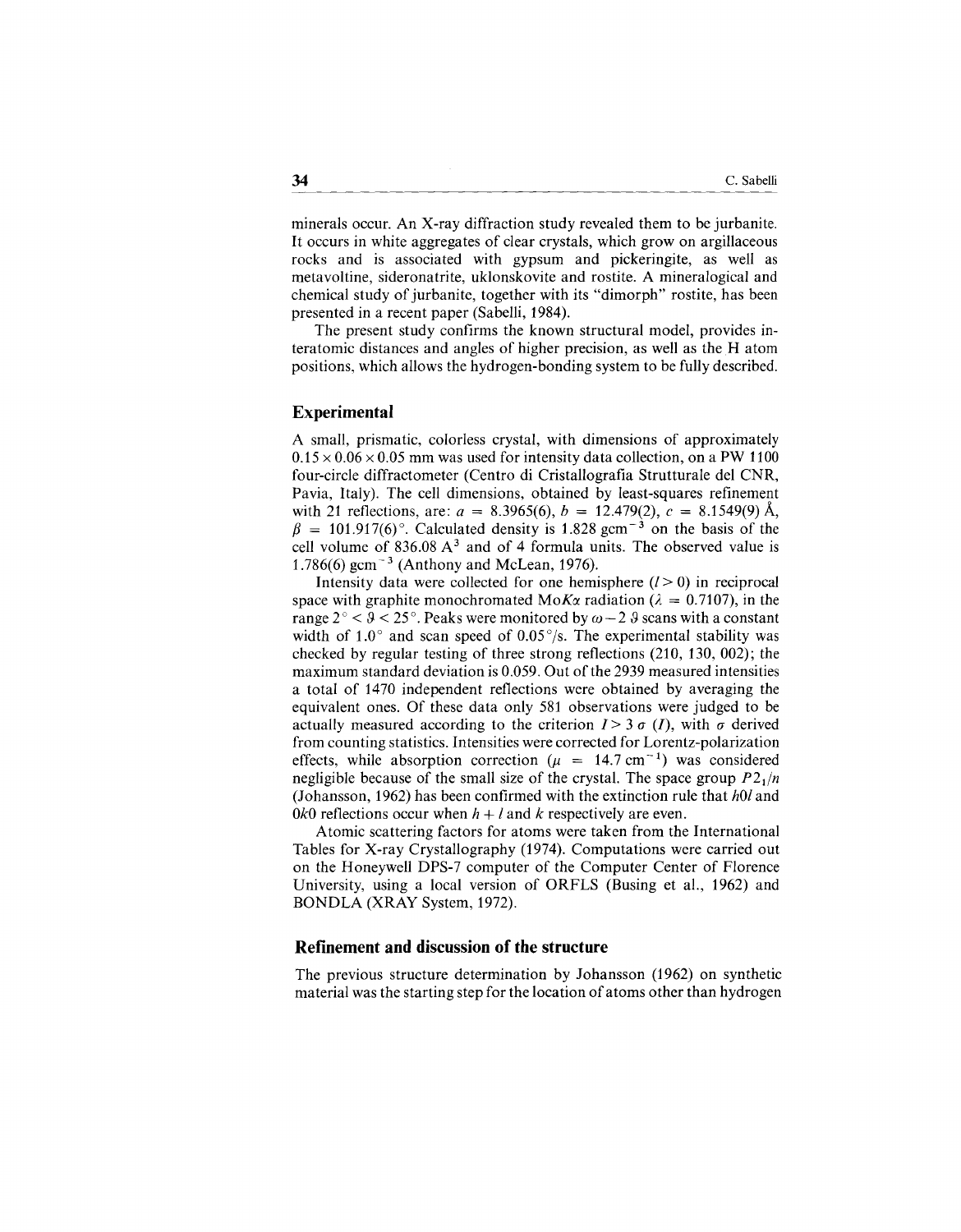minerals occur. An X-ray diffraction study revealed them to be jurbanite. It occurs in white aggregates of clear crystals, which grow on argillaceous rocks and is associated with gypsum and pickeringite, as well as metavoltine, sideronatrite, uklonskovite and rostite. A mineralogical and chemical study of jurbanite, together with its "dimorph" rostite, has been presented in a recent paper (Sabelli, 1984).

The present study confirms the known structural model, provides interatomic distances and angles of higher precision, as well as the H atom positions, which allows the hydrogen-bonding system to be fully described.

## Experimental

A small, prismatic, colorless crystal, with dimensions of approximately $0.15 \times 0.06 \times 0.05$ mm was used for intensity data collection, on a PW 1100 four-circle diffractometer (Centro di Cristallografia Strutturale del CNR, Pavia, Italy). The cell dimensions, obtained by least-squares refinement with 21 reflections, are: $a = 8.3965(6)$, $b = 12.479(2)$, $c = 8.1549(9)$ Å, $\beta = 101.917(6)°$. Calculated density is 1.828 $\mathrm{gcm^{-3}}$ on the basis of the cell volume of 836.08 $\mathrm{A^3}$ and of 4 formula units. The observed value is 1.786(6) $\mathrm{gcm^{-3}}$ (Anthony and McLean, 1976).

Intensity data were collected for one hemisphere ($l > 0$) in reciprocal space with graphite monochromated Mo$K\alpha$ radiation ($\lambda = 0.7107$), in the range $2° < \vartheta < 25°$. Peaks were monitored by $\omega - 2\,\vartheta$ scans with a constant width of 1.0° and scan speed of 0.05°/s. The experimental stability was checked by regular testing of three strong reflections (210, 130, 002); the maximum standard deviation is 0.059. Out of the 2939 measured intensities a total of 1470 independent reflections were obtained by averaging the equivalent ones. Of these data only 581 observations were judged to be actually measured according to the criterion $I > 3\,\sigma\,(I)$, with $\sigma$ derived from counting statistics. Intensities were corrected for Lorentz-polarization effects, while absorption correction ($\mu = 14.7\ \mathrm{cm^{-1}}$) was considered negligible because of the small size of the crystal. The space group $P2_1/n$ (Johansson, 1962) has been confirmed with the extinction rule that $h0l$ and $0k0$ reflections occur when $h + l$ and $k$ respectively are even.

Atomic scattering factors for atoms were taken from the International Tables for X-ray Crystallography (1974). Computations were carried out on the Honeywell DPS-7 computer of the Computer Center of Florence University, using a local version of ORFLS (Busing et al., 1962) and BONDLA (XRAY System, 1972).

## Refinement and discussion of the structure

The previous structure determination by Johansson (1962) on synthetic material was the starting step for the location of atoms other than hydrogen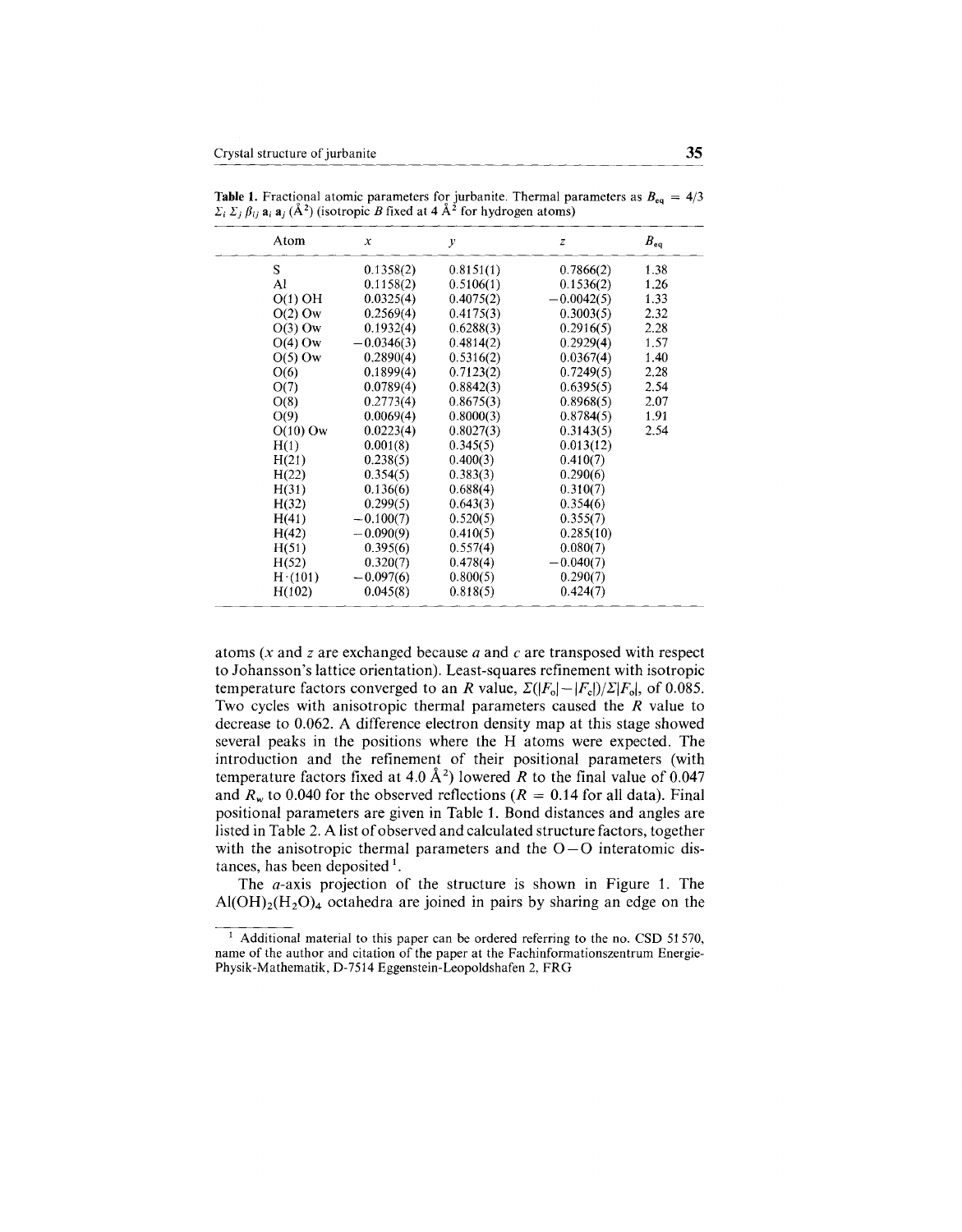**Table 1.** Fractional atomic parameters for jurbanite. Thermal parameters as $B_{eq} = 4/3 \Sigma_i \Sigma_j \beta_{ij} \mathbf{a}_i \mathbf{a}_j$ (Å$^2$) (isotropic $B$ fixed at 4 Å$^2$ for hydrogen atoms)

| Atom | $x$ | $y$ | $z$ | $B_{eq}$ |
|---|---|---|---|---|
| S | 0.1358(2) | 0.8151(1) | 0.7866(2) | 1.38 |
| Al | 0.1158(2) | 0.5106(1) | 0.1536(2) | 1.26 |
| O(1) OH | 0.0325(4) | 0.4075(2) | −0.0042(5) | 1.33 |
| O(2) Ow | 0.2569(4) | 0.4175(3) | 0.3003(5) | 2.32 |
| O(3) Ow | 0.1932(4) | 0.6288(3) | 0.2916(5) | 2.28 |
| O(4) Ow | −0.0346(3) | 0.4814(2) | 0.2929(4) | 1.57 |
| O(5) Ow | 0.2890(4) | 0.5316(2) | 0.0367(4) | 1.40 |
| O(6) | 0.1899(4) | 0.7123(2) | 0.7249(5) | 2.28 |
| O(7) | 0.0789(4) | 0.8842(3) | 0.6395(5) | 2.54 |
| O(8) | 0.2773(4) | 0.8675(3) | 0.8968(5) | 2.07 |
| O(9) | 0.0069(4) | 0.8000(3) | 0.8784(5) | 1.91 |
| O(10) Ow | 0.0223(4) | 0.8027(3) | 0.3143(5) | 2.54 |
| H(1) | 0.001(8) | 0.345(5) | 0.013(12) | |
| H(21) | 0.238(5) | 0.400(3) | 0.410(7) | |
| H(22) | 0.354(5) | 0.383(3) | 0.290(6) | |
| H(31) | 0.136(6) | 0.688(4) | 0.310(7) | |
| H(32) | 0.299(5) | 0.643(3) | 0.354(6) | |
| H(41) | −0.100(7) | 0.520(5) | 0.355(7) | |
| H(42) | −0.090(9) | 0.410(5) | 0.285(10) | |
| H(51) | 0.395(6) | 0.557(4) | 0.080(7) | |
| H(52) | 0.320(7) | 0.478(4) | −0.040(7) | |
| H·(101) | −0.097(6) | 0.800(5) | 0.290(7) | |
| H(102) | 0.045(8) | 0.818(5) | 0.424(7) | |

atoms ($x$ and $z$ are exchanged because $a$ and $c$ are transposed with respect to Johansson's lattice orientation). Least-squares refinement with isotropic temperature factors converged to an $R$ value, $\Sigma(|F_o|-|F_c|)/\Sigma|F_o|$, of 0.085. Two cycles with anisotropic thermal parameters caused the $R$ value to decrease to 0.062. A difference electron density map at this stage showed several peaks in the positions where the H atoms were expected. The introduction and the refinement of their positional parameters (with temperature factors fixed at 4.0 Å$^2$) lowered $R$ to the final value of 0.047 and $R_w$ to 0.040 for the observed reflections ($R = 0.14$ for all data). Final positional parameters are given in Table 1. Bond distances and angles are listed in Table 2. A list of observed and calculated structure factors, together with the anisotropic thermal parameters and the O−O interatomic distances, has been deposited[1].

The $a$-axis projection of the structure is shown in Figure 1. The $Al(OH)_2(H_2O)_4$ octahedra are joined in pairs by sharing an edge on the

[1] Additional material to this paper can be ordered referring to the no. CSD 51570, name of the author and citation of the paper at the Fachinformationszentrum Energie-Physik-Mathematik, D-7514 Eggenstein-Leopoldshafen 2, FRG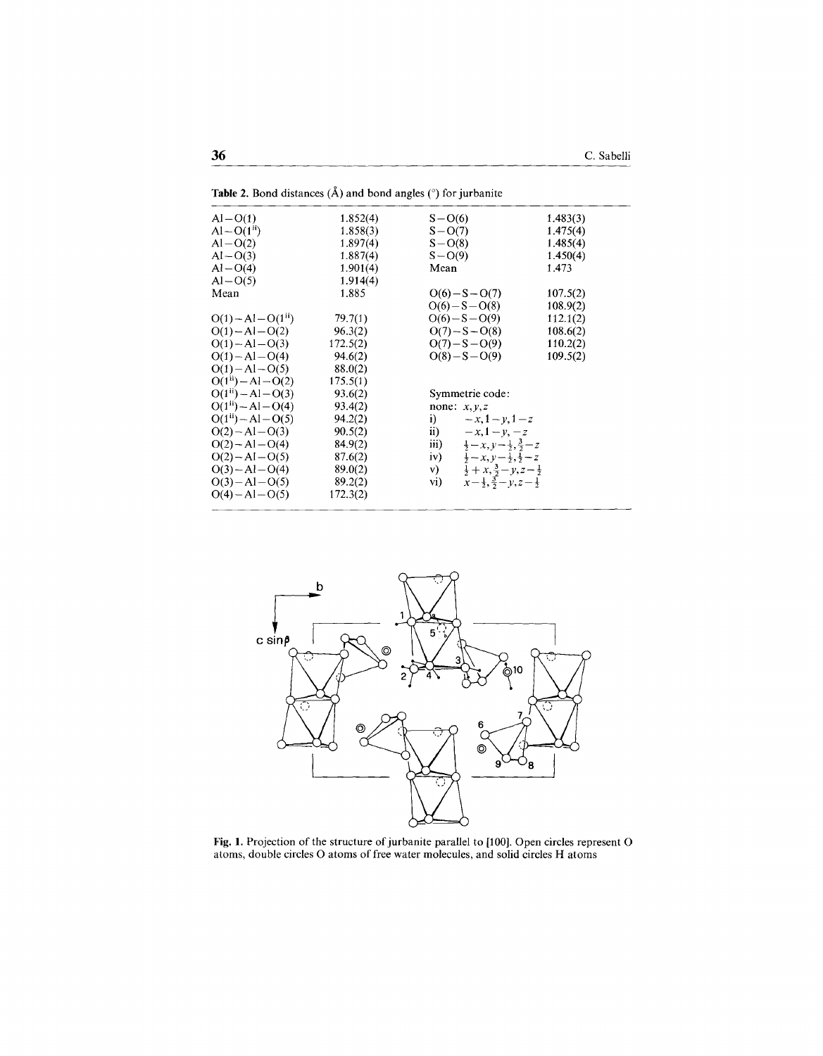**Table 2.** Bond distances (Å) and bond angles (°) for jurbanite

| | | | |
|---|---|---|---|
| Al−O(1) | 1.852(4) | S−O(6) | 1.483(3) |
| Al−O($1^{ii}$) | 1.858(3) | S−O(7) | 1.475(4) |
| Al−O(2) | 1.897(4) | S−O(8) | 1.485(4) |
| Al−O(3) | 1.887(4) | S−O(9) | 1.450(4) |
| Al−O(4) | 1.901(4) | Mean | 1.473 |
| Al−O(5) | 1.914(4) | | |
| Mean | 1.885 | O(6)−S−O(7) | 107.5(2) |
| | | O(6)−S−O(8) | 108.9(2) |
| O(1)−Al−O($1^{ii}$) | 79.7(1) | O(6)−S−O(9) | 112.1(2) |
| O(1)−Al−O(2) | 96.3(2) | O(7)−S−O(8) | 108.6(2) |
| O(1)−Al−O(3) | 172.5(2) | O(7)−S−O(9) | 110.2(2) |
| O(1)−Al−O(4) | 94.6(2) | O(8)−S−O(9) | 109.5(2) |
| O(1)−Al−O(5) | 88.0(2) | | |
| O($1^{ii}$)−Al−O(2) | 175.5(1) | | |
| O($1^{ii}$)−Al−O(3) | 93.6(2) | Symmetrie code: | |
| O($1^{ii}$)−Al−O(4) | 93.4(2) | none: $x, y, z$ | |
| O($1^{ii}$)−Al−O(5) | 94.2(2) | i) $-x, 1-y, 1-z$ | |
| O(2)−Al−O(3) | 90.5(2) | ii) $-x, 1-y, -z$ | |
| O(2)−Al−O(4) | 84.9(2) | iii) $\frac{1}{2}-x, y-\frac{1}{2}, \frac{3}{2}-z$ | |
| O(2)−Al−O(5) | 87.6(2) | iv) $\frac{1}{2}-x, y-\frac{1}{2}, \frac{1}{2}-z$ | |
| O(3)−Al−O(4) | 89.0(2) | v) $\frac{1}{2}+x, \frac{3}{2}-y, z-\frac{1}{2}$ | |
| O(3)−Al−O(5) | 89.2(2) | vi) $x-\frac{1}{2}, \frac{3}{2}-y, z-\frac{1}{2}$ | |
| O(4)−Al−O(5) | 172.3(2) | | |

**Fig. 1.** Projection of the structure of jurbanite parallel to [100]. Open circles represent O atoms, double circles O atoms of free water molecules, and solid circles H atoms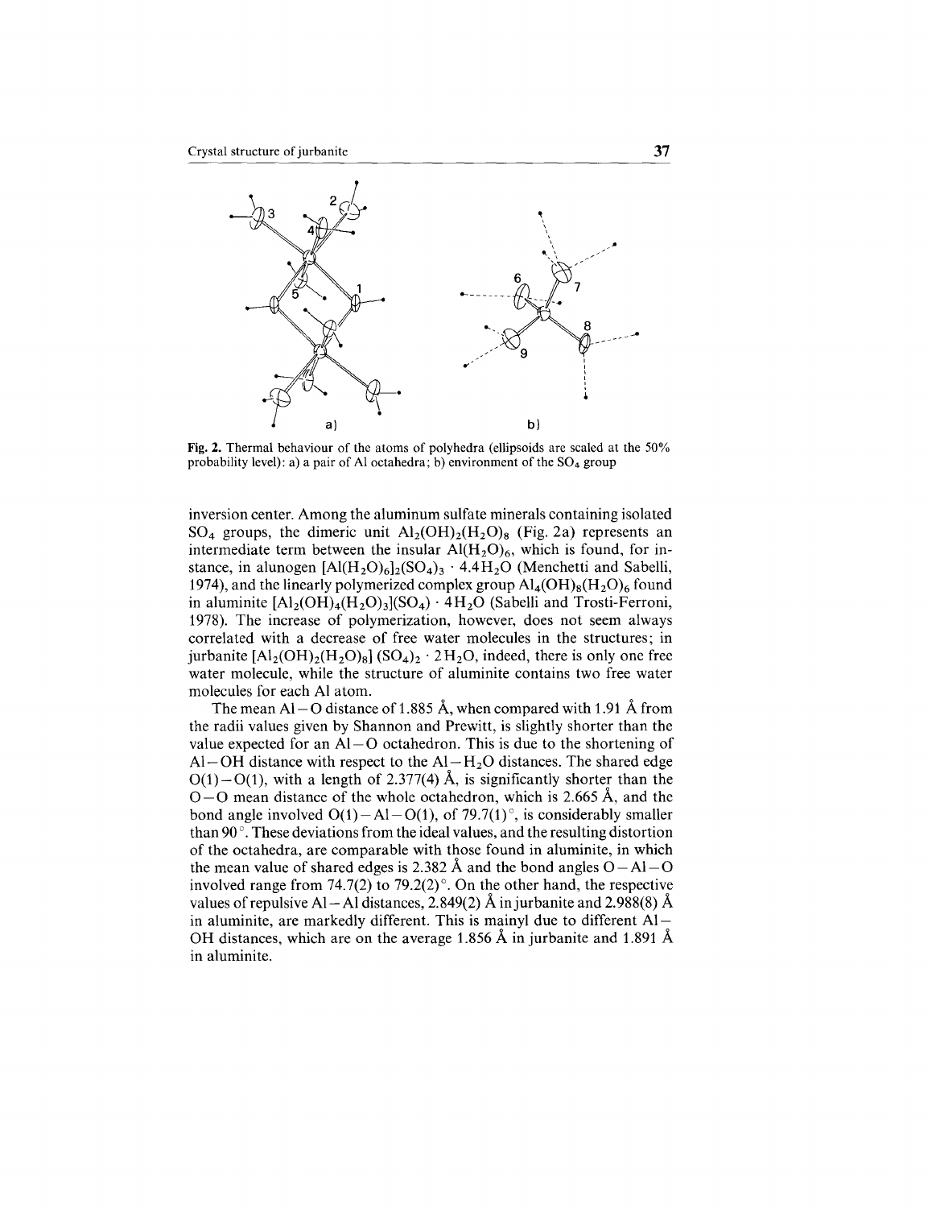Fig. 2. Thermal behaviour of the atoms of polyhedra (ellipsoids are scaled at the 50% probability level): a) a pair of Al octahedra; b) environment of the $SO_4$ group

inversion center. Among the aluminum sulfate minerals containing isolated $SO_4$ groups, the dimeric unit $Al_2(OH)_2(H_2O)_8$ (Fig. 2a) represents an intermediate term between the insular $Al(H_2O)_6$, which is found, for instance, in alunogen $[Al(H_2O)_6]_2(SO_4)_3 \cdot 4.4H_2O$ (Menchetti and Sabelli, 1974), and the linearly polymerized complex group $Al_4(OH)_8(H_2O)_6$ found in aluminite $[Al_2(OH)_4(H_2O)_3](SO_4) \cdot 4H_2O$ (Sabelli and Trosti-Ferroni, 1978). The increase of polymerization, however, does not seem always correlated with a decrease of free water molecules in the structures; in jurbanite $[Al_2(OH)_2(H_2O)_8](SO_4)_2 \cdot 2H_2O$, indeed, there is only one free water molecule, while the structure of aluminite contains two free water molecules for each Al atom.

The mean Al–O distance of 1.885 Å, when compared with 1.91 Å from the radii values given by Shannon and Prewitt, is slightly shorter than the value expected for an Al–O octahedron. This is due to the shortening of Al–OH distance with respect to the Al–$H_2O$ distances. The shared edge O(1)–O(1), with a length of 2.377(4) Å, is significantly shorter than the O–O mean distance of the whole octahedron, which is 2.665 Å, and the bond angle involved O(1)–Al–O(1), of 79.7(1)°, is considerably smaller than 90°. These deviations from the ideal values, and the resulting distortion of the octahedra, are comparable with those found in aluminite, in which the mean value of shared edges is 2.382 Å and the bond angles O–Al–O involved range from 74.7(2) to 79.2(2)°. On the other hand, the respective values of repulsive Al–Al distances, 2.849(2) Å in jurbanite and 2.988(8) Å in aluminite, are markedly different. This is mainyl due to different Al–OH distances, which are on the average 1.856 Å in jurbanite and 1.891 Å in aluminite.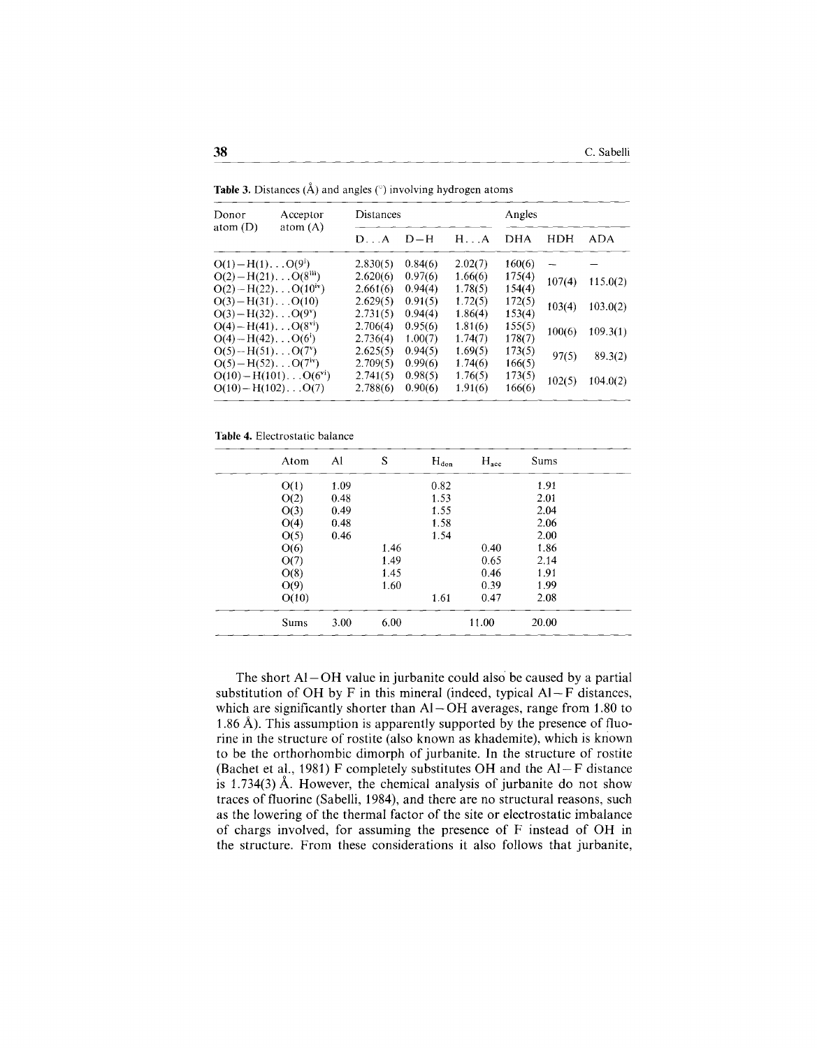**Table 3.** Distances (Å) and angles (°) involving hydrogen atoms

| Donor atom (D) | Acceptor atom (A) | Distances | | | Angles | | |
|---|---|---|---|---|---|---|---|
| | | D...A | D−H | H...A | DHA | HDH | ADA |
| O(1)−H(1)...O(9$^{i}$) | | 2.830(5) | 0.84(6) | 2.02(7) | 160(6) | − | − |
| O(2)−H(21)...O(8$^{iii}$) | | 2.620(6) | 0.97(6) | 1.66(6) | 175(4) | 107(4) | 115.0(2) |
| O(2)−H(22)...O(10$^{iv}$) | | 2.661(6) | 0.94(4) | 1.78(5) | 154(4) | | |
| O(3)−H(31)...O(10) | | 2.629(5) | 0.91(5) | 1.72(5) | 172(5) | 103(4) | 103.0(2) |
| O(3)−H(32)...O(9$^{v}$) | | 2.731(5) | 0.94(4) | 1.86(4) | 153(4) | | |
| O(4)−H(41)...O(8$^{vi}$) | | 2.706(4) | 0.95(6) | 1.81(6) | 155(5) | 100(6) | 109.3(1) |
| O(4)−H(42)...O(6$^{i}$) | | 2.736(4) | 1.00(7) | 1.74(7) | 178(7) | | |
| O(5)−H(51)...O(7$^{v}$) | | 2.625(5) | 0.94(5) | 1.69(5) | 173(5) | 97(5) | 89.3(2) |
| O(5)−H(52)...O(7$^{iv}$) | | 2.709(5) | 0.99(6) | 1.74(6) | 166(5) | | |
| O(10)−H(101)...O(6$^{vi}$) | | 2.741(5) | 0.98(5) | 1.76(5) | 173(5) | 102(5) | 104.0(2) |
| O(10)−H(102)...O(7) | | 2.788(6) | 0.90(6) | 1.91(6) | 166(6) | | |

**Table 4.** Electrostatic balance

| Atom | Al | S | $H_{don}$ | $H_{acc}$ | Sums |
|---|---|---|---|---|---|
| O(1) | 1.09 | | 0.82 | | 1.91 |
| O(2) | 0.48 | | 1.53 | | 2.01 |
| O(3) | 0.49 | | 1.55 | | 2.04 |
| O(4) | 0.48 | | 1.58 | | 2.06 |
| O(5) | 0.46 | | 1.54 | | 2.00 |
| O(6) | | 1.46 | | 0.40 | 1.86 |
| O(7) | | 1.49 | | 0.65 | 2.14 |
| O(8) | | 1.45 | | 0.46 | 1.91 |
| O(9) | | 1.60 | | 0.39 | 1.99 |
| O(10) | | | 1.61 | 0.47 | 2.08 |
| Sums | 3.00 | 6.00 | 11.00 | | 20.00 |

The short Al−OH value in jurbanite could also be caused by a partial substitution of OH by F in this mineral (indeed, typical Al−F distances, which are significantly shorter than Al−OH averages, range from 1.80 to 1.86 Å). This assumption is apparently supported by the presence of fluorine in the structure of rostite (also known as khademite), which is known to be the orthorhombic dimorph of jurbanite. In the structure of rostite (Bachet et al., 1981) F completely substitutes OH and the Al−F distance is 1.734(3) Å. However, the chemical analysis of jurbanite do not show traces of fluorine (Sabelli, 1984), and there are no structural reasons, such as the lowering of the thermal factor of the site or electrostatic imbalance of chargs involved, for assuming the presence of F instead of OH in the structure. From these considerations it also follows that jurbanite,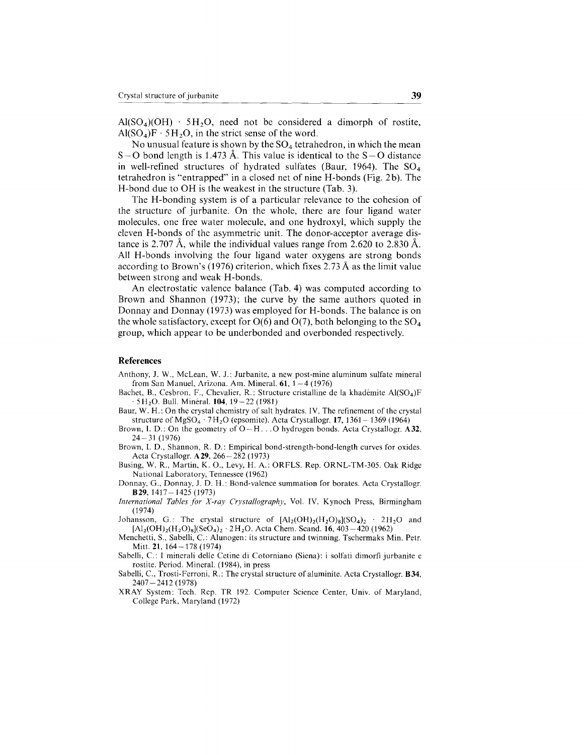$Al(SO_4)(OH) \cdot 5H_2O$, need not be considered a dimorph of rostite, $Al(SO_4)F \cdot 5H_2O$, in the strict sense of the word.

No unusual feature is shown by the $SO_4$ tetrahedron, in which the mean S–O bond length is 1.473 Å. This value is identical to the S–O distance in well-refined structures of hydrated sulfates (Baur, 1964). The $SO_4$ tetrahedron is "entrapped" in a closed net of nine H-bonds (Fig. 2b). The H-bond due to OH is the weakest in the structure (Tab. 3).

The H-bonding system is of a particular relevance to the cohesion of the structure of jurbanite. On the whole, there are four ligand water molecules, one free water molecule, and one hydroxyl, which supply the eleven H-bonds of the asymmetric unit. The donor-acceptor average distance is 2.707 Å, while the individual values range from 2.620 to 2.830 Å. All H-bonds involving the four ligand water oxygens are strong bonds according to Brown's (1976) criterion, which fixes 2.73 Å as the limit value between strong and weak H-bonds.

An electrostatic valence balance (Tab. 4) was computed according to Brown and Shannon (1973); the curve by the same authors quoted in Donnay and Donnay (1973) was employed for H-bonds. The balance is on the whole satisfactory, except for O(6) and O(7), both belonging to the $SO_4$ group, which appear to be underbonded and overbonded respectively.

## References

Anthony, J. W., McLean, W. J.: Jurbanite, a new post-mine aluminum sulfate mineral from San Manuel, Arizona. Am. Mineral. **61**, 1–4 (1976)

Bachet, B., Cesbron, F., Chevalier, R.: Structure cristalline de la khadémite $Al(SO_4)F \cdot 5H_2O$. Bull. Minéral. **104**, 19–22 (1981)

Baur, W. H.: On the crystal chemistry of salt hydrates. IV. The refinement of the crystal structure of $MgSO_4 \cdot 7H_2O$ (epsomite). Acta Crystallogr. **17**, 1361–1369 (1964)

Brown, I. D.: On the geometry of O–H...O hydrogen bonds. Acta Crystallogr. **A32**, 24–31 (1976)

Brown, I. D., Shannon, R. D.: Empirical bond-strength-bond-length curves for oxides. Acta Crystallogr. **A29**, 266–282 (1973)

Busing, W. R., Martin, K. O., Levy, H. A.: ORFLS. Rep. ORNL-TM-305. Oak Ridge National Laboratory, Tennessee (1962)

Donnay, G., Donnay, J. D. H.: Bond-valence summation for borates. Acta Crystallogr. **B29**, 1417–1425 (1973)

*International Tables for X-ray Crystallography*, Vol. IV. Kynoch Press, Birmingham (1974)

Johansson, G.: The crystal structure of $[Al_2(OH)_2(H_2O)_8](SO_4)_2 \cdot 2H_2O$ and $[Al_2(OH)_2(H_2O)_8](SeO_4)_2 \cdot 2H_2O$. Acta Chem. Scand. **16**, 403–420 (1962)

Menchetti, S., Sabelli, C.: Alunogen: its structure and twinning. Tschermaks Min. Petr. Mitt. **21**, 164–178 (1974)

Sabelli, C.: I minerali delle Cetine di Cotorniano (Siena): i solfati dimorfi jurbanite e rostite. Period. Mineral. (1984), in press

Sabelli, C., Trosti-Ferroni, R.: The crystal structure of aluminite. Acta Crystallogr. **B34**, 2407–2412 (1978)

XRAY System: Tech. Rep. TR 192. Computer Science Center, Univ. of Maryland, College Park, Maryland (1972)